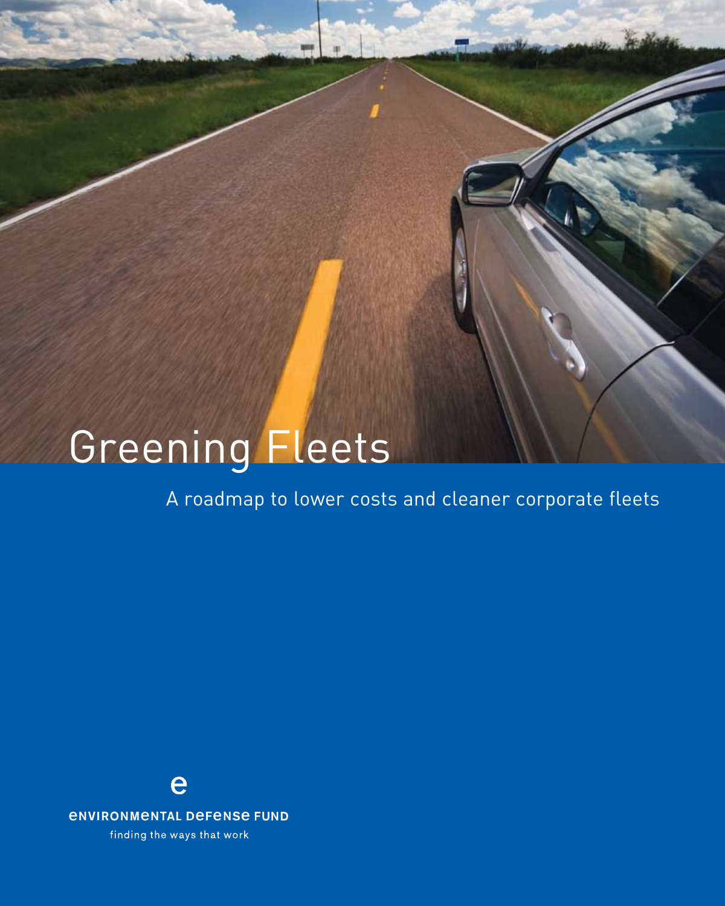# Greening Fleets

A roadmap to lower costs and cleaner corporate fleets

Environmental Defense Fund

finding the ways that work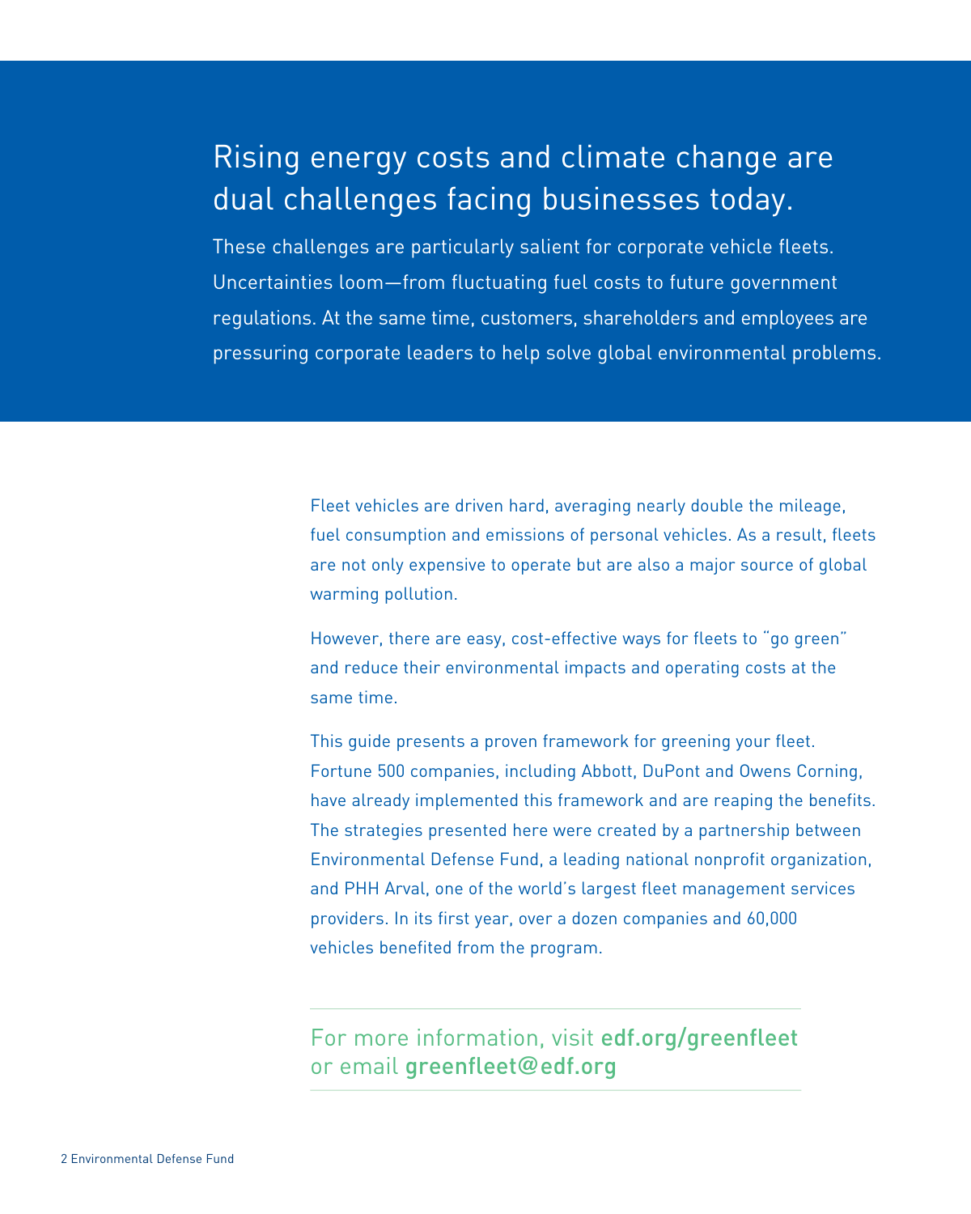# Rising energy costs and climate change are dual challenges facing businesses today.

These challenges are particularly salient for corporate vehicle fleets. Uncertainties loom—from fluctuating fuel costs to future government regulations. At the same time, customers, shareholders and employees are pressuring corporate leaders to help solve global environmental problems.

Fleet vehicles are driven hard, averaging nearly double the mileage, fuel consumption and emissions of personal vehicles. As a result, fleets are not only expensive to operate but are also a major source of global warming pollution.

However, there are easy, cost-effective ways for fleets to "go green" and reduce their environmental impacts and operating costs at the same time.

This guide presents a proven framework for greening your fleet. Fortune 500 companies, including Abbott, DuPont and Owens Corning, have already implemented this framework and are reaping the benefits. The strategies presented here were created by a partnership between Environmental Defense Fund, a leading national nonprofit organization, and PHH Arval, one of the world's largest fleet management services providers. In its first year, over a dozen companies and 60,000 vehicles benefited from the program.

---

For more information, visit **edf.org/greenfleet** or email **greenfleet@edf.org**

---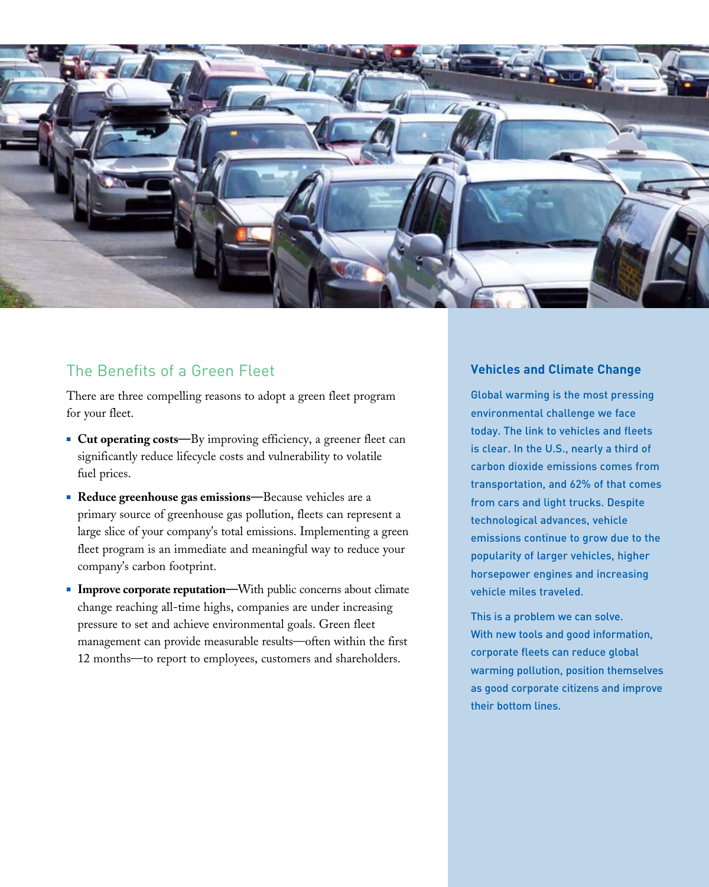## The Benefits of a Green Fleet

There are three compelling reasons to adopt a green fleet program for your fleet.

- **Cut operating costs—**By improving efficiency, a greener fleet can significantly reduce lifecycle costs and vulnerability to volatile fuel prices.
- **Reduce greenhouse gas emissions—**Because vehicles are a primary source of greenhouse gas pollution, fleets can represent a large slice of your company's total emissions. Implementing a green fleet program is an immediate and meaningful way to reduce your company's carbon footprint.
- **Improve corporate reputation—**With public concerns about climate change reaching all-time highs, companies are under increasing pressure to set and achieve environmental goals. Green fleet management can provide measurable results—often within the first 12 months—to report to employees, customers and shareholders.

### Vehicles and Climate Change

Global warming is the most pressing environmental challenge we face today. The link to vehicles and fleets is clear. In the U.S., nearly a third of carbon dioxide emissions comes from transportation, and 62% of that comes from cars and light trucks. Despite technological advances, vehicle emissions continue to grow due to the popularity of larger vehicles, higher horsepower engines and increasing vehicle miles traveled.

This is a problem we can solve. With new tools and good information, corporate fleets can reduce global warming pollution, position themselves as good corporate citizens and improve their bottom lines.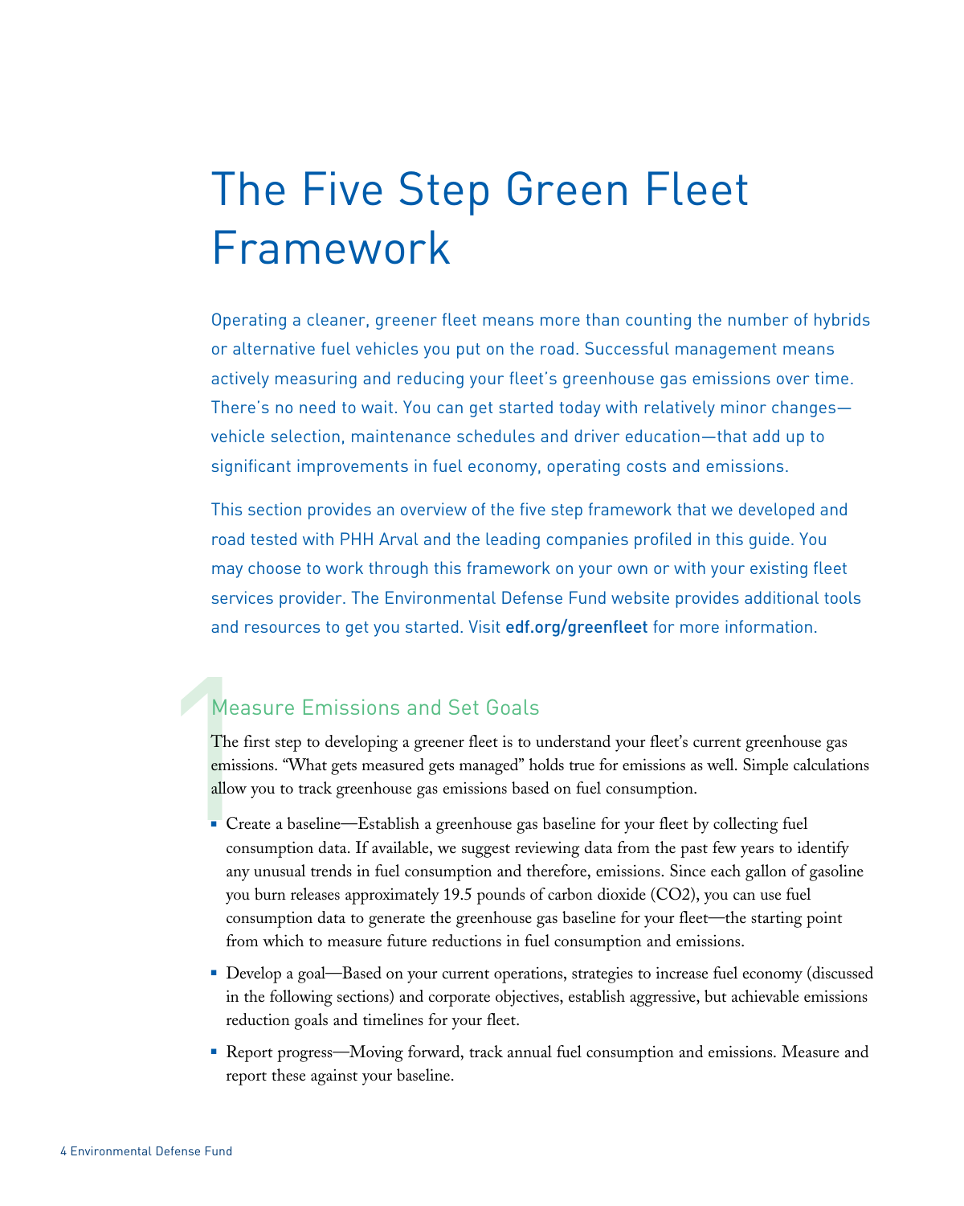# The Five Step Green Fleet Framework

Operating a cleaner, greener fleet means more than counting the number of hybrids or alternative fuel vehicles you put on the road. Successful management means actively measuring and reducing your fleet's greenhouse gas emissions over time. There's no need to wait. You can get started today with relatively minor changes—vehicle selection, maintenance schedules and driver education—that add up to significant improvements in fuel economy, operating costs and emissions.

This section provides an overview of the five step framework that we developed and road tested with PHH Arval and the leading companies profiled in this guide. You may choose to work through this framework on your own or with your existing fleet services provider. The Environmental Defense Fund website provides additional tools and resources to get you started. Visit **edf.org/greenfleet** for more information.

## 1 Measure Emissions and Set Goals

The first step to developing a greener fleet is to understand your fleet's current greenhouse gas emissions. "What gets measured gets managed" holds true for emissions as well. Simple calculations allow you to track greenhouse gas emissions based on fuel consumption.

- Create a baseline—Establish a greenhouse gas baseline for your fleet by collecting fuel consumption data. If available, we suggest reviewing data from the past few years to identify any unusual trends in fuel consumption and therefore, emissions. Since each gallon of gasoline you burn releases approximately 19.5 pounds of carbon dioxide ($CO_2$), you can use fuel consumption data to generate the greenhouse gas baseline for your fleet—the starting point from which to measure future reductions in fuel consumption and emissions.
- Develop a goal—Based on your current operations, strategies to increase fuel economy (discussed in the following sections) and corporate objectives, establish aggressive, but achievable emissions reduction goals and timelines for your fleet.
- Report progress—Moving forward, track annual fuel consumption and emissions. Measure and report these against your baseline.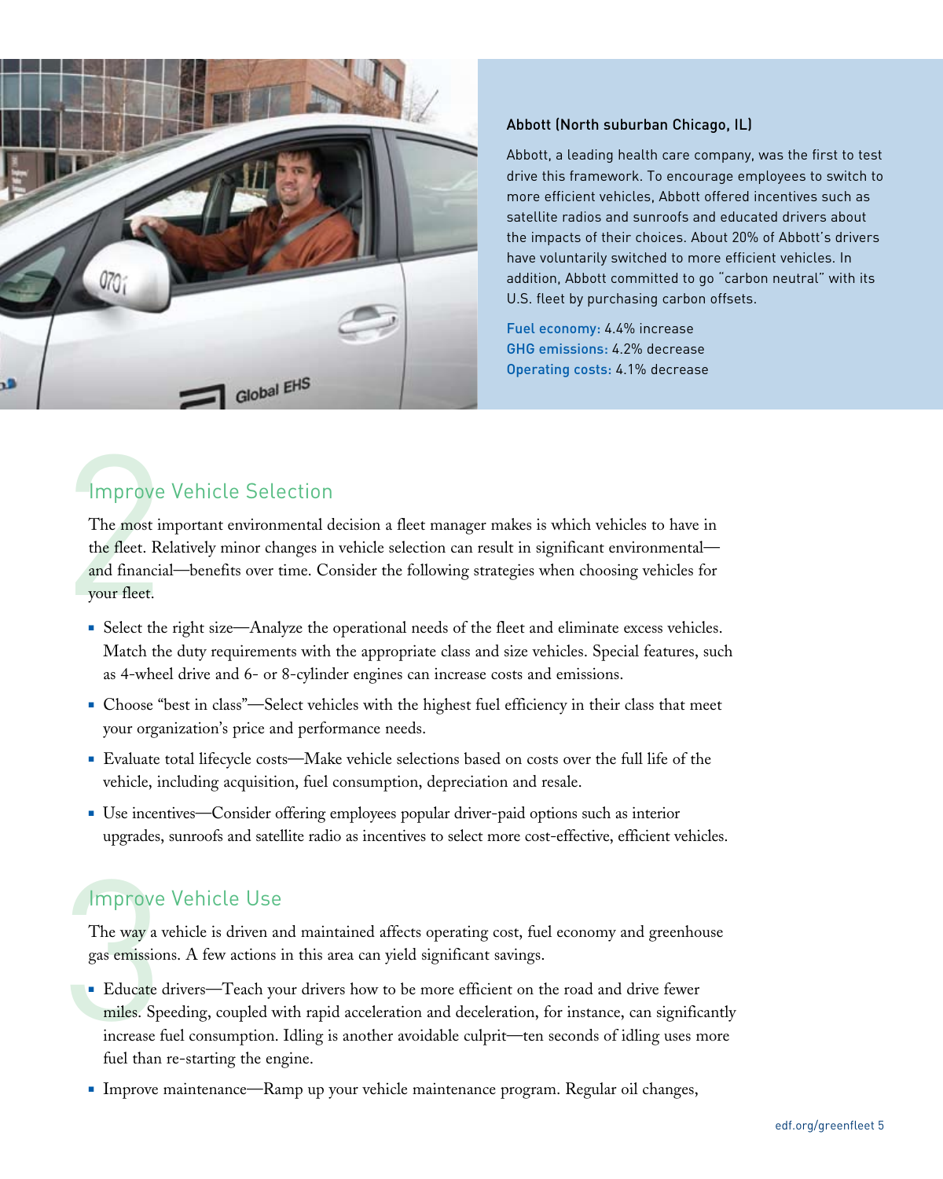### Abbott (North suburban Chicago, IL)

Abbott, a leading health care company, was the first to test drive this framework. To encourage employees to switch to more efficient vehicles, Abbott offered incentives such as satellite radios and sunroofs and educated drivers about the impacts of their choices. About 20% of Abbott's drivers have voluntarily switched to more efficient vehicles. In addition, Abbott committed to go "carbon neutral" with its U.S. fleet by purchasing carbon offsets.

**Fuel economy:** 4.4% increase
**GHG emissions:** 4.2% decrease
**Operating costs:** 4.1% decrease

## 2 Improve Vehicle Selection

The most important environmental decision a fleet manager makes is which vehicles to have in the fleet. Relatively minor changes in vehicle selection can result in significant environmental—and financial—benefits over time. Consider the following strategies when choosing vehicles for your fleet.

- Select the right size—Analyze the operational needs of the fleet and eliminate excess vehicles. Match the duty requirements with the appropriate class and size vehicles. Special features, such as 4-wheel drive and 6- or 8-cylinder engines can increase costs and emissions.
- Choose "best in class"—Select vehicles with the highest fuel efficiency in their class that meet your organization's price and performance needs.
- Evaluate total lifecycle costs—Make vehicle selections based on costs over the full life of the vehicle, including acquisition, fuel consumption, depreciation and resale.
- Use incentives—Consider offering employees popular driver-paid options such as interior upgrades, sunroofs and satellite radio as incentives to select more cost-effective, efficient vehicles.

## 3 Improve Vehicle Use

The way a vehicle is driven and maintained affects operating cost, fuel economy and greenhouse gas emissions. A few actions in this area can yield significant savings.

- Educate drivers—Teach your drivers how to be more efficient on the road and drive fewer miles. Speeding, coupled with rapid acceleration and deceleration, for instance, can significantly increase fuel consumption. Idling is another avoidable culprit—ten seconds of idling uses more fuel than re-starting the engine.
- Improve maintenance—Ramp up your vehicle maintenance program. Regular oil changes,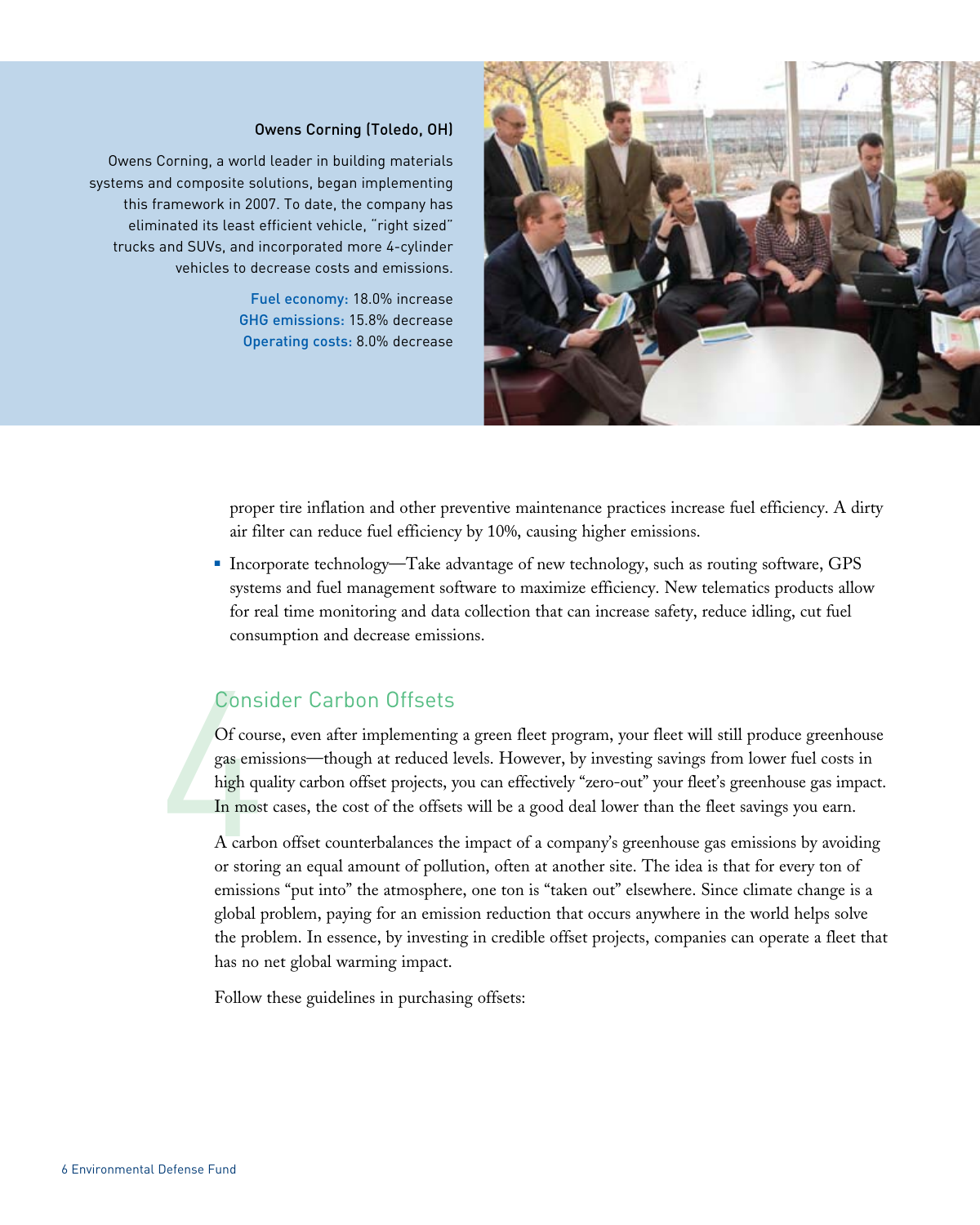**Owens Corning (Toledo, OH)**

Owens Corning, a world leader in building materials systems and composite solutions, began implementing this framework in 2007. To date, the company has eliminated its least efficient vehicle, "right sized" trucks and SUVs, and incorporated more 4-cylinder vehicles to decrease costs and emissions.

**Fuel economy:** 18.0% increase
**GHG emissions:** 15.8% decrease
**Operating costs:** 8.0% decrease

proper tire inflation and other preventive maintenance practices increase fuel efficiency. A dirty air filter can reduce fuel efficiency by 10%, causing higher emissions.

- Incorporate technology—Take advantage of new technology, such as routing software, GPS systems and fuel management software to maximize efficiency. New telematics products allow for real time monitoring and data collection that can increase safety, reduce idling, cut fuel consumption and decrease emissions.

## 4 Consider Carbon Offsets

Of course, even after implementing a green fleet program, your fleet will still produce greenhouse gas emissions—though at reduced levels. However, by investing savings from lower fuel costs in high quality carbon offset projects, you can effectively "zero-out" your fleet's greenhouse gas impact. In most cases, the cost of the offsets will be a good deal lower than the fleet savings you earn.

A carbon offset counterbalances the impact of a company's greenhouse gas emissions by avoiding or storing an equal amount of pollution, often at another site. The idea is that for every ton of emissions "put into" the atmosphere, one ton is "taken out" elsewhere. Since climate change is a global problem, paying for an emission reduction that occurs anywhere in the world helps solve the problem. In essence, by investing in credible offset projects, companies can operate a fleet that has no net global warming impact.

Follow these guidelines in purchasing offsets: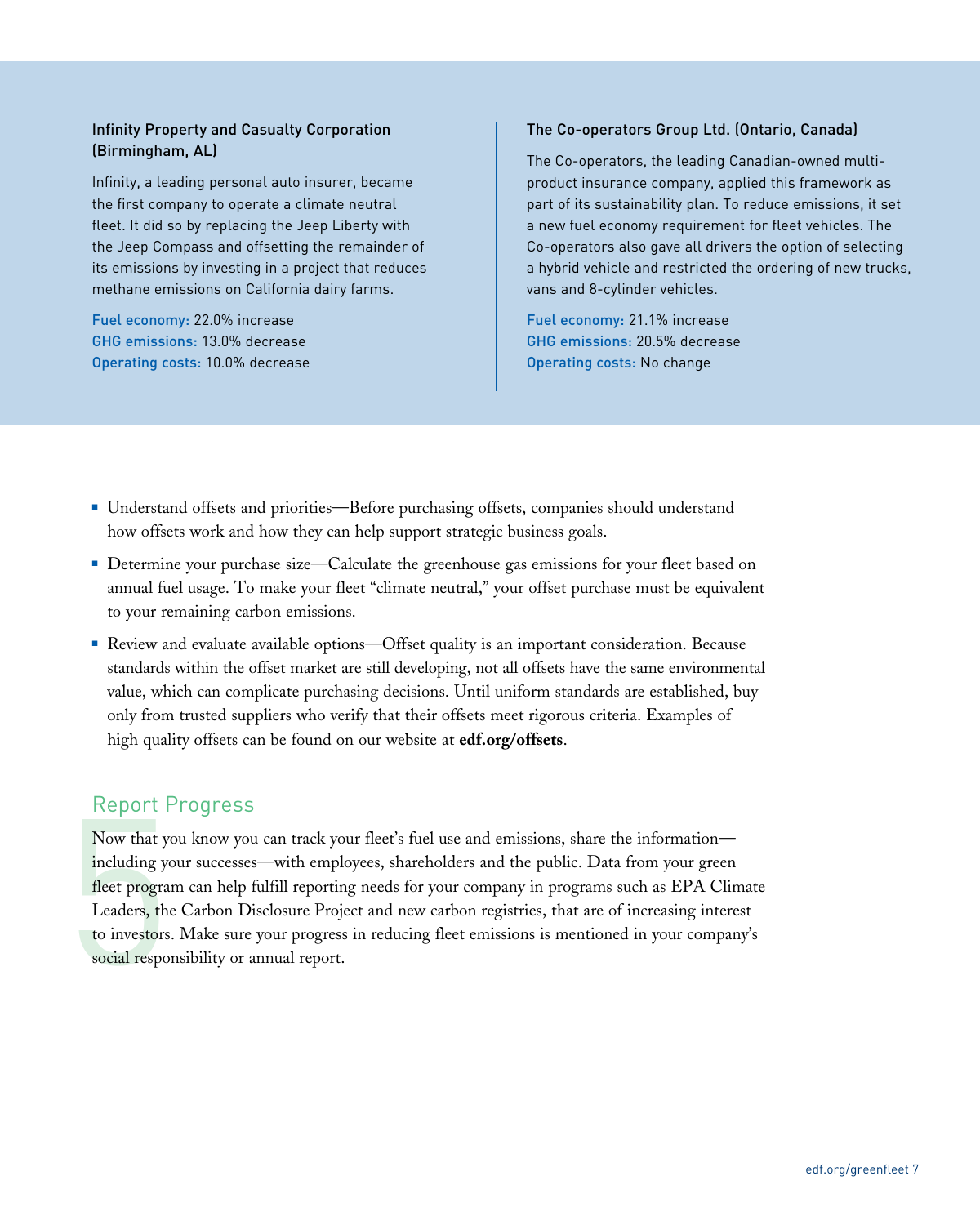### Infinity Property and Casualty Corporation (Birmingham, AL)

Infinity, a leading personal auto insurer, became the first company to operate a climate neutral fleet. It did so by replacing the Jeep Liberty with the Jeep Compass and offsetting the remainder of its emissions by investing in a project that reduces methane emissions on California dairy farms.

Fuel economy: 22.0% increase
GHG emissions: 13.0% decrease
Operating costs: 10.0% decrease

### The Co-operators Group Ltd. (Ontario, Canada)

The Co-operators, the leading Canadian-owned multi-product insurance company, applied this framework as part of its sustainability plan. To reduce emissions, it set a new fuel economy requirement for fleet vehicles. The Co-operators also gave all drivers the option of selecting a hybrid vehicle and restricted the ordering of new trucks, vans and 8-cylinder vehicles.

Fuel economy: 21.1% increase
GHG emissions: 20.5% decrease
Operating costs: No change

- Understand offsets and priorities—Before purchasing offsets, companies should understand how offsets work and how they can help support strategic business goals.
- Determine your purchase size—Calculate the greenhouse gas emissions for your fleet based on annual fuel usage. To make your fleet "climate neutral," your offset purchase must be equivalent to your remaining carbon emissions.
- Review and evaluate available options—Offset quality is an important consideration. Because standards within the offset market are still developing, not all offsets have the same environmental value, which can complicate purchasing decisions. Until uniform standards are established, buy only from trusted suppliers who verify that their offsets meet rigorous criteria. Examples of high quality offsets can be found on our website at **edf.org/offsets**.

## 5 Report Progress

Now that you know you can track your fleet's fuel use and emissions, share the information—including your successes—with employees, shareholders and the public. Data from your green fleet program can help fulfill reporting needs for your company in programs such as EPA Climate Leaders, the Carbon Disclosure Project and new carbon registries, that are of increasing interest to investors. Make sure your progress in reducing fleet emissions is mentioned in your company's social responsibility or annual report.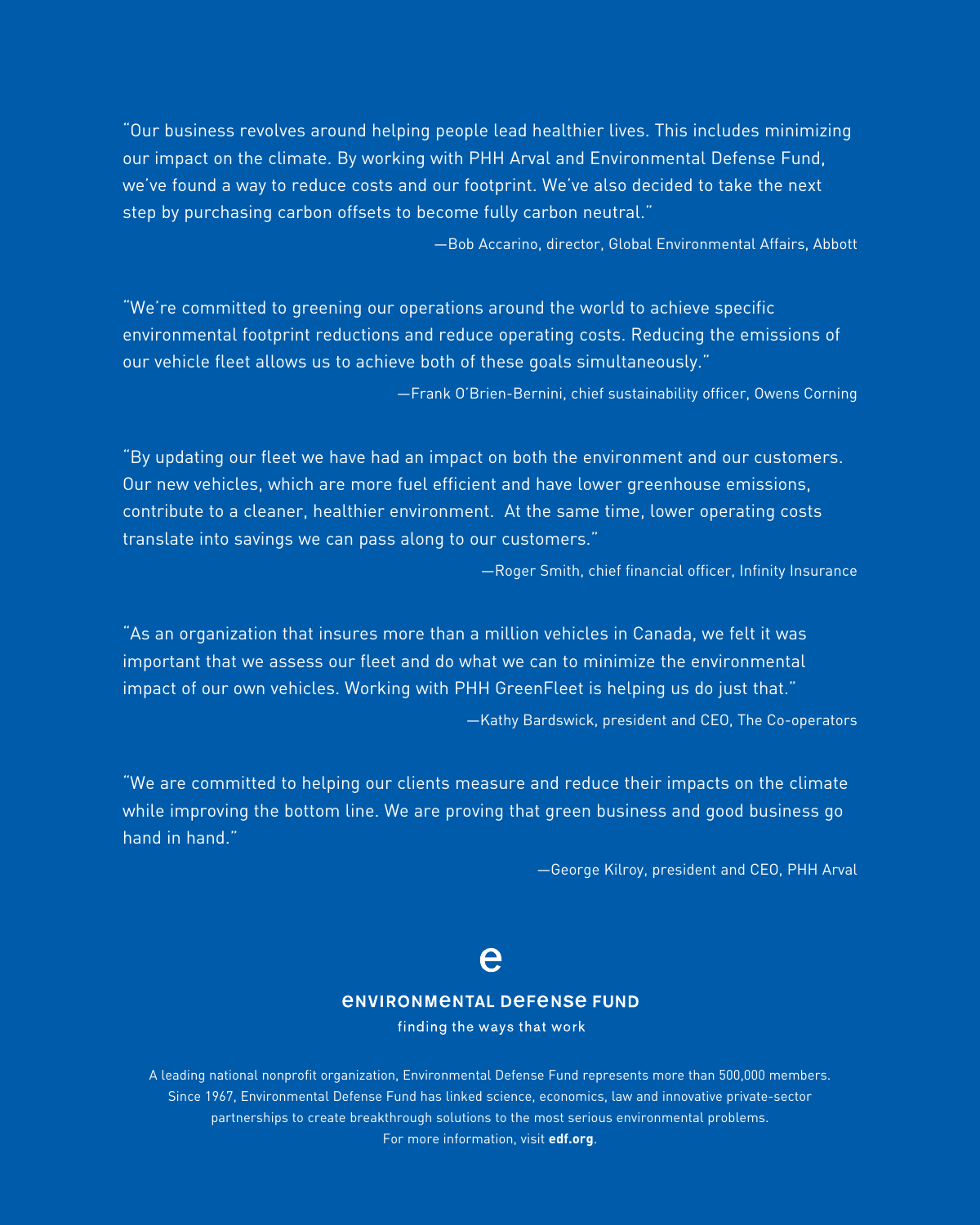"Our business revolves around helping people lead healthier lives. This includes minimizing our impact on the climate. By working with PHH Arval and Environmental Defense Fund, we've found a way to reduce costs and our footprint. We've also decided to take the next step by purchasing carbon offsets to become fully carbon neutral."

—Bob Accarino, director, Global Environmental Affairs, Abbott

"We're committed to greening our operations around the world to achieve specific environmental footprint reductions and reduce operating costs. Reducing the emissions of our vehicle fleet allows us to achieve both of these goals simultaneously."

—Frank O'Brien-Bernini, chief sustainability officer, Owens Corning

"By updating our fleet we have had an impact on both the environment and our customers. Our new vehicles, which are more fuel efficient and have lower greenhouse emissions, contribute to a cleaner, healthier environment. At the same time, lower operating costs translate into savings we can pass along to our customers."

—Roger Smith, chief financial officer, Infinity Insurance

"As an organization that insures more than a million vehicles in Canada, we felt it was important that we assess our fleet and do what we can to minimize the environmental impact of our own vehicles. Working with PHH GreenFleet is helping us do just that."

—Kathy Bardswick, president and CEO, The Co-operators

"We are committed to helping our clients measure and reduce their impacts on the climate while improving the bottom line. We are proving that green business and good business go hand in hand."

—George Kilroy, president and CEO, PHH Arval

**ENVIRONMENTAL DEFENSE FUND**

finding the ways that work

A leading national nonprofit organization, Environmental Defense Fund represents more than 500,000 members. Since 1967, Environmental Defense Fund has linked science, economics, law and innovative private-sector partnerships to create breakthrough solutions to the most serious environmental problems. For more information, visit **edf.org**.